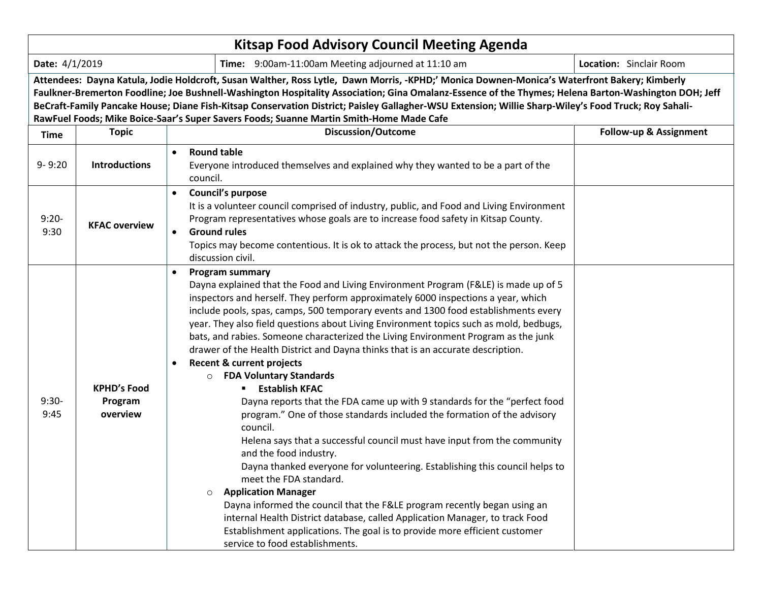# Kitsap Food Advisory Council Meeting Agenda

| **Date:** 4/1/2019 | **Time:** 9:00am-11:00am Meeting adjourned at 11:10 am | **Location:** Sinclair Room |
|---|---|---|

**Attendees: Dayna Katula, Jodie Holdcroft, Susan Walther, Ross Lytle, Dawn Morris, -KPHD;' Monica Downen-Monica's Waterfront Bakery; Kimberly Faulkner-Bremerton Foodline; Joe Bushnell-Washington Hospitality Association; Gina Omalanz-Essence of the Thymes; Helena Barton-Washington DOH; Jeff BeCraft-Family Pancake House; Diane Fish-Kitsap Conservation District; Paisley Gallagher-WSU Extension; Willie Sharp-Wiley's Food Truck; Roy Sahali-RawFuel Foods; Mike Boice-Saar's Super Savers Foods; Suanne Martin Smith-Home Made Cafe**

| Time | Topic | Discussion/Outcome | Follow-up & Assignment |
|---|---|---|---|
| 9- 9:20 | **Introductions** | • **Round table**<br>Everyone introduced themselves and explained why they wanted to be a part of the council. | |
| 9:20-9:30 | **KFAC overview** | • **Council's purpose**<br>It is a volunteer council comprised of industry, public, and Food and Living Environment Program representatives whose goals are to increase food safety in Kitsap County.<br>• **Ground rules**<br>Topics may become contentious. It is ok to attack the process, but not the person. Keep discussion civil. | |
| 9:30-9:45 | **KPHD's Food Program overview** | • **Program summary**<br>Dayna explained that the Food and Living Environment Program (F&LE) is made up of 5 inspectors and herself. They perform approximately 6000 inspections a year, which include pools, spas, camps, 500 temporary events and 1300 food establishments every year. They also field questions about Living Environment topics such as mold, bedbugs, bats, and rabies. Someone characterized the Living Environment Program as the junk drawer of the Health District and Dayna thinks that is an accurate description.<br>• **Recent & current projects**<br>○ **FDA Voluntary Standards**<br>▪ **Establish KFAC**<br>Dayna reports that the FDA came up with 9 standards for the "perfect food program." One of those standards included the formation of the advisory council.<br>Helena says that a successful council must have input from the community and the food industry.<br>Dayna thanked everyone for volunteering. Establishing this council helps to meet the FDA standard.<br>○ **Application Manager**<br>Dayna informed the council that the F&LE program recently began using an internal Health District database, called Application Manager, to track Food Establishment applications. The goal is to provide more efficient customer service to food establishments. | |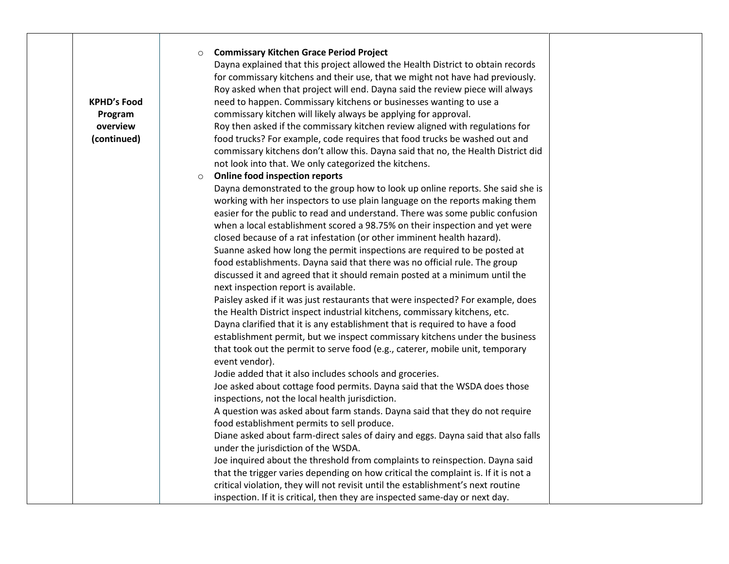|  | KPHD's Food Program overview (continued) | ○ **Commissary Kitchen Grace Period Project**<br>Dayna explained that this project allowed the Health District to obtain records for commissary kitchens and their use, that we might not have had previously. Roy asked when that project will end. Dayna said the review piece will always need to happen. Commissary kitchens or businesses wanting to use a commissary kitchen will likely always be applying for approval.<br>Roy then asked if the commissary kitchen review aligned with regulations for food trucks? For example, code requires that food trucks be washed out and commissary kitchens don't allow this. Dayna said that no, the Health District did not look into that. We only categorized the kitchens.<br>○ **Online food inspection reports**<br>Dayna demonstrated to the group how to look up online reports. She said she is working with her inspectors to use plain language on the reports making them easier for the public to read and understand. There was some public confusion when a local establishment scored a 98.75% on their inspection and yet were closed because of a rat infestation (or other imminent health hazard).<br>Suanne asked how long the permit inspections are required to be posted at food establishments. Dayna said that there was no official rule. The group discussed it and agreed that it should remain posted at a minimum until the next inspection report is available.<br>Paisley asked if it was just restaurants that were inspected? For example, does the Health District inspect industrial kitchens, commissary kitchens, etc.<br>Dayna clarified that it is any establishment that is required to have a food establishment permit, but we inspect commissary kitchens under the business that took out the permit to serve food (e.g., caterer, mobile unit, temporary event vendor).<br>Jodie added that it also includes schools and groceries.<br>Joe asked about cottage food permits. Dayna said that the WSDA does those inspections, not the local health jurisdiction.<br>A question was asked about farm stands. Dayna said that they do not require food establishment permits to sell produce.<br>Diane asked about farm-direct sales of dairy and eggs. Dayna said that also falls under the jurisdiction of the WSDA.<br>Joe inquired about the threshold from complaints to reinspection. Dayna said that the trigger varies depending on how critical the complaint is. If it is not a critical violation, they will not revisit until the establishment's next routine inspection. If it is critical, then they are inspected same-day or next day. |  |
|---|---|---|---|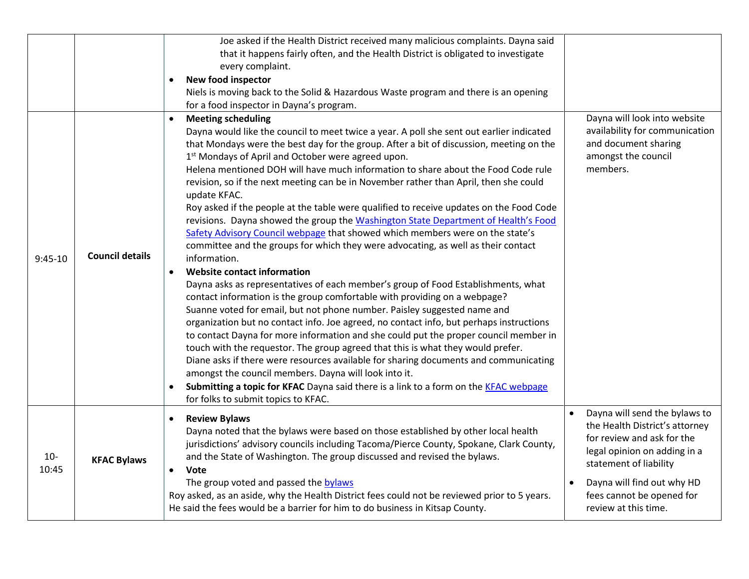| | | | |
|---|---|---|---|
| | | Joe asked if the Health District received many malicious complaints. Dayna said that it happens fairly often, and the Health District is obligated to investigate every complaint.<br>• **New food inspector**<br>Niels is moving back to the Solid & Hazardous Waste program and there is an opening for a food inspector in Dayna's program. | |
| 9:45-10 | **Council details** | • **Meeting scheduling**<br>Dayna would like the council to meet twice a year. A poll she sent out earlier indicated that Mondays were the best day for the group. After a bit of discussion, meeting on the 1st Mondays of April and October were agreed upon.<br>Helena mentioned DOH will have much information to share about the Food Code rule revision, so if the next meeting can be in November rather than April, then she could update KFAC.<br>Roy asked if the people at the table were qualified to receive updates on the Food Code revisions. Dayna showed the group the Washington State Department of Health's Food Safety Advisory Council webpage that showed which members were on the state's committee and the groups for which they were advocating, as well as their contact information.<br>• **Website contact information**<br>Dayna asks as representatives of each member's group of Food Establishments, what contact information is the group comfortable with providing on a webpage?<br>Suanne voted for email, but not phone number. Paisley suggested name and organization but no contact info. Joe agreed, no contact info, but perhaps instructions to contact Dayna for more information and she could put the proper council member in touch with the requestor. The group agreed that this is what they would prefer.<br>Diane asks if there were resources available for sharing documents and communicating amongst the council members. Dayna will look into it.<br>• **Submitting a topic for KFAC** Dayna said there is a link to a form on the KFAC webpage for folks to submit topics to KFAC. | Dayna will look into website availability for communication and document sharing amongst the council members. |
| 10-10:45 | **KFAC Bylaws** | • **Review Bylaws**<br>Dayna noted that the bylaws were based on those established by other local health jurisdictions' advisory councils including Tacoma/Pierce County, Spokane, Clark County, and the State of Washington. The group discussed and revised the bylaws.<br>• **Vote**<br>The group voted and passed the bylaws<br>Roy asked, as an aside, why the Health District fees could not be reviewed prior to 5 years. He said the fees would be a barrier for him to do business in Kitsap County. | • Dayna will send the bylaws to the Health District's attorney for review and ask for the legal opinion on adding in a statement of liability<br>• Dayna will find out why HD fees cannot be opened for review at this time. |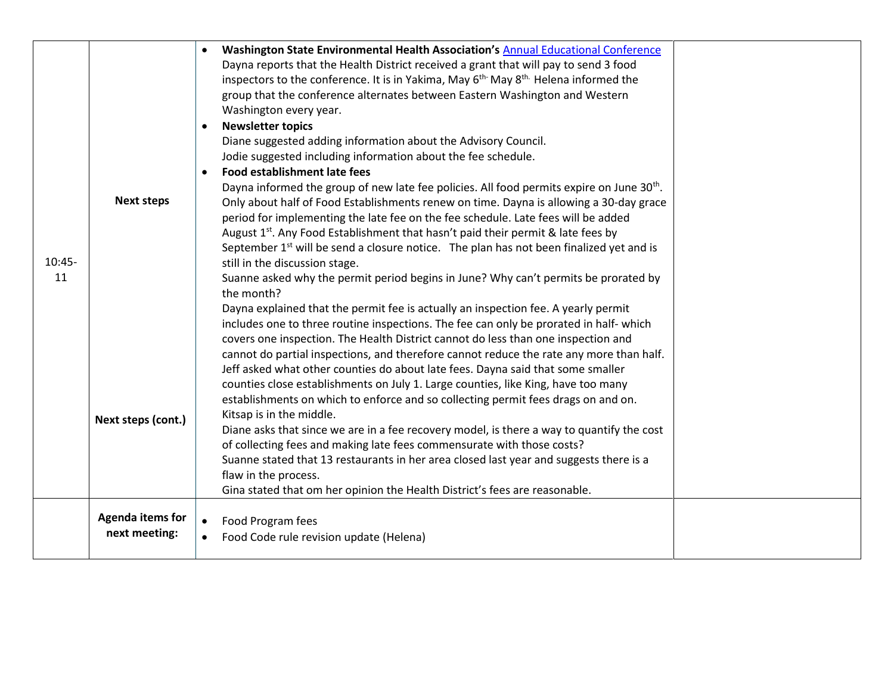| | | | |
|---|---|---|---|
| 10:45-11 | **Next steps**<br><br>**Next steps (cont.)** | • **Washington State Environmental Health Association's** Annual Educational Conference<br>Dayna reports that the Health District received a grant that will pay to send 3 food inspectors to the conference. It is in Yakima, May 6th- May 8th. Helena informed the group that the conference alternates between Eastern Washington and Western Washington every year.<br>• **Newsletter topics**<br>Diane suggested adding information about the Advisory Council.<br>Jodie suggested including information about the fee schedule.<br>• **Food establishment late fees**<br>Dayna informed the group of new late fee policies. All food permits expire on June 30th. Only about half of Food Establishments renew on time. Dayna is allowing a 30-day grace period for implementing the late fee on the fee schedule. Late fees will be added August 1st. Any Food Establishment that hasn't paid their permit & late fees by September 1st will be send a closure notice. The plan has not been finalized yet and is still in the discussion stage.<br>Suanne asked why the permit period begins in June? Why can't permits be prorated by the month?<br>Dayna explained that the permit fee is actually an inspection fee. A yearly permit includes one to three routine inspections. The fee can only be prorated in half- which covers one inspection. The Health District cannot do less than one inspection and cannot do partial inspections, and therefore cannot reduce the rate any more than half.<br>Jeff asked what other counties do about late fees. Dayna said that some smaller counties close establishments on July 1. Large counties, like King, have too many establishments on which to enforce and so collecting permit fees drags on and on. Kitsap is in the middle.<br>Diane asks that since we are in a fee recovery model, is there a way to quantify the cost of collecting fees and making late fees commensurate with those costs?<br>Suanne stated that 13 restaurants in her area closed last year and suggests there is a flaw in the process.<br>Gina stated that om her opinion the Health District's fees are reasonable. | |
| | **Agenda items for next meeting:** | • Food Program fees<br>• Food Code rule revision update (Helena) | |